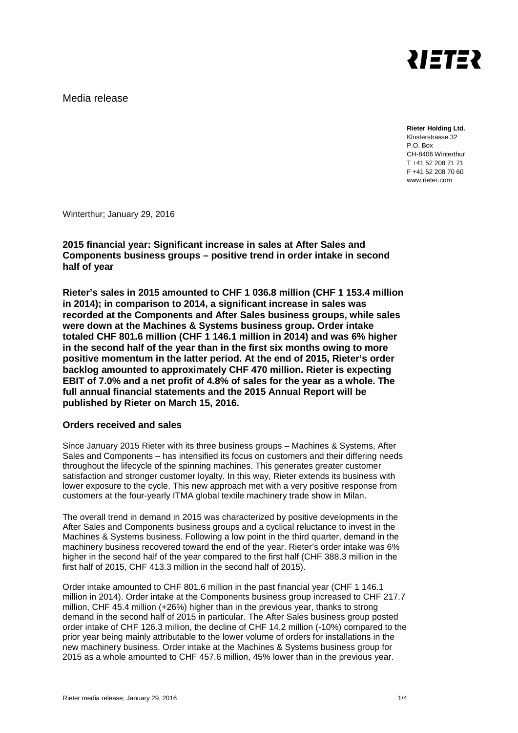RIETER

Media release

**Rieter Holding Ltd.**
Klosterstrasse 32
P.O. Box
CH-8406 Winterthur
T +41 52 208 71 71
F +41 52 208 70 60
www.rieter.com

Winterthur; January 29, 2016

**2015 financial year: Significant increase in sales at After Sales and Components business groups – positive trend in order intake in second half of year**

**Rieter's sales in 2015 amounted to CHF 1 036.8 million (CHF 1 153.4 million in 2014); in comparison to 2014, a significant increase in sales was recorded at the Components and After Sales business groups, while sales were down at the Machines & Systems business group. Order intake totaled CHF 801.6 million (CHF 1 146.1 million in 2014) and was 6% higher in the second half of the year than in the first six months owing to more positive momentum in the latter period. At the end of 2015, Rieter's order backlog amounted to approximately CHF 470 million. Rieter is expecting EBIT of 7.0% and a net profit of 4.8% of sales for the year as a whole. The full annual financial statements and the 2015 Annual Report will be published by Rieter on March 15, 2016.**

**Orders received and sales**

Since January 2015 Rieter with its three business groups – Machines & Systems, After Sales and Components – has intensified its focus on customers and their differing needs throughout the lifecycle of the spinning machines. This generates greater customer satisfaction and stronger customer loyalty. In this way, Rieter extends its business with lower exposure to the cycle. This new approach met with a very positive response from customers at the four-yearly ITMA global textile machinery trade show in Milan.

The overall trend in demand in 2015 was characterized by positive developments in the After Sales and Components business groups and a cyclical reluctance to invest in the Machines & Systems business. Following a low point in the third quarter, demand in the machinery business recovered toward the end of the year. Rieter's order intake was 6% higher in the second half of the year compared to the first half (CHF 388.3 million in the first half of 2015, CHF 413.3 million in the second half of 2015).

Order intake amounted to CHF 801.6 million in the past financial year (CHF 1 146.1 million in 2014). Order intake at the Components business group increased to CHF 217.7 million, CHF 45.4 million (+26%) higher than in the previous year, thanks to strong demand in the second half of 2015 in particular. The After Sales business group posted order intake of CHF 126.3 million, the decline of CHF 14.2 million (-10%) compared to the prior year being mainly attributable to the lower volume of orders for installations in the new machinery business. Order intake at the Machines & Systems business group for 2015 as a whole amounted to CHF 457.6 million, 45% lower than in the previous year.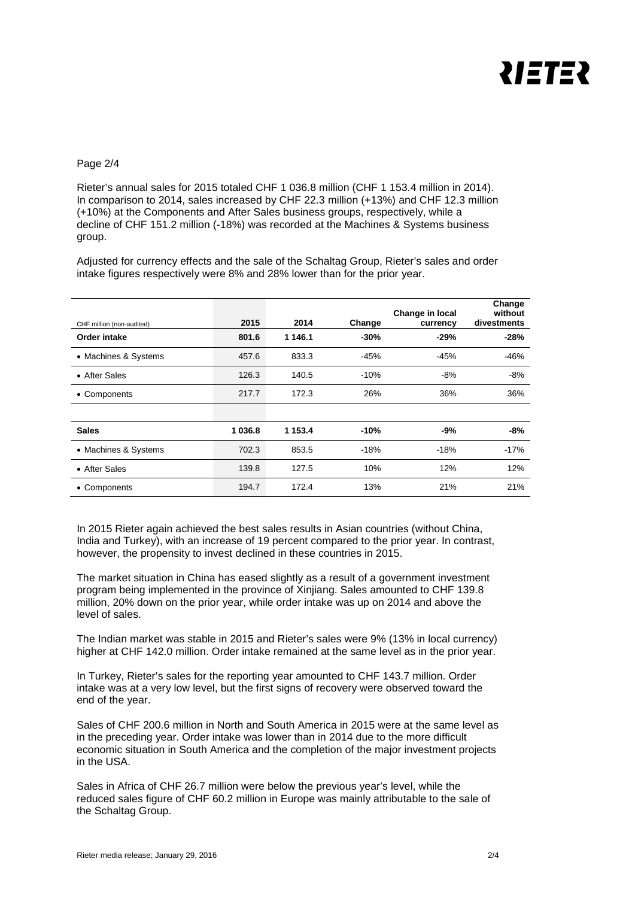Rieter's annual sales for 2015 totaled CHF 1 036.8 million (CHF 1 153.4 million in 2014). In comparison to 2014, sales increased by CHF 22.3 million (+13%) and CHF 12.3 million (+10%) at the Components and After Sales business groups, respectively, while a decline of CHF 151.2 million (-18%) was recorded at the Machines & Systems business group.

Adjusted for currency effects and the sale of the Schaltag Group, Rieter's sales and order intake figures respectively were 8% and 28% lower than for the prior year.

| CHF million (non-audited) | 2015 | 2014 | Change | Change in local currency | Change without divestments |
|---|---|---|---|---|---|
| **Order intake** | **801.6** | **1 146.1** | **-30%** | **-29%** | **-28%** |
| • Machines & Systems | 457.6 | 833.3 | -45% | -45% | -46% |
| • After Sales | 126.3 | 140.5 | -10% | -8% | -8% |
| • Components | 217.7 | 172.3 | 26% | 36% | 36% |
| | | | | | |
| **Sales** | **1 036.8** | **1 153.4** | **-10%** | **-9%** | **-8%** |
| • Machines & Systems | 702.3 | 853.5 | -18% | -18% | -17% |
| • After Sales | 139.8 | 127.5 | 10% | 12% | 12% |
| • Components | 194.7 | 172.4 | 13% | 21% | 21% |

In 2015 Rieter again achieved the best sales results in Asian countries (without China, India and Turkey), with an increase of 19 percent compared to the prior year. In contrast, however, the propensity to invest declined in these countries in 2015.

The market situation in China has eased slightly as a result of a government investment program being implemented in the province of Xinjiang. Sales amounted to CHF 139.8 million, 20% down on the prior year, while order intake was up on 2014 and above the level of sales.

The Indian market was stable in 2015 and Rieter's sales were 9% (13% in local currency) higher at CHF 142.0 million. Order intake remained at the same level as in the prior year.

In Turkey, Rieter's sales for the reporting year amounted to CHF 143.7 million. Order intake was at a very low level, but the first signs of recovery were observed toward the end of the year.

Sales of CHF 200.6 million in North and South America in 2015 were at the same level as in the preceding year. Order intake was lower than in 2014 due to the more difficult economic situation in South America and the completion of the major investment projects in the USA.

Sales in Africa of CHF 26.7 million were below the previous year's level, while the reduced sales figure of CHF 60.2 million in Europe was mainly attributable to the sale of the Schaltag Group.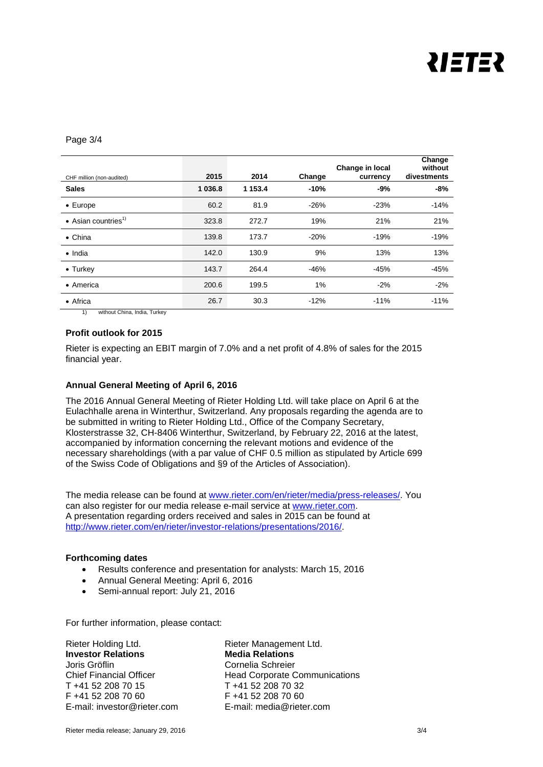| CHF million (non-audited) | 2015 | 2014 | Change | Change in local currency | Change without divestments |
|---|---|---|---|---|---|
| **Sales** | **1 036.8** | **1 153.4** | **-10%** | **-9%** | **-8%** |
| • Europe | 60.2 | 81.9 | -26% | -23% | -14% |
| • Asian countries[1)] | 323.8 | 272.7 | 19% | 21% | 21% |
| • China | 139.8 | 173.7 | -20% | -19% | -19% |
| • India | 142.0 | 130.9 | 9% | 13% | 13% |
| • Turkey | 143.7 | 264.4 | -46% | -45% | -45% |
| • America | 200.6 | 199.5 | 1% | -2% | -2% |
| • Africa | 26.7 | 30.3 | -12% | -11% | -11% |

1) without China, India, Turkey

**Profit outlook for 2015**

Rieter is expecting an EBIT margin of 7.0% and a net profit of 4.8% of sales for the 2015 financial year.

**Annual General Meeting of April 6, 2016**

The 2016 Annual General Meeting of Rieter Holding Ltd. will take place on April 6 at the Eulachhalle arena in Winterthur, Switzerland. Any proposals regarding the agenda are to be submitted in writing to Rieter Holding Ltd., Office of the Company Secretary, Klosterstrasse 32, CH-8406 Winterthur, Switzerland, by February 22, 2016 at the latest, accompanied by information concerning the relevant motions and evidence of the necessary shareholdings (with a par value of CHF 0.5 million as stipulated by Article 699 of the Swiss Code of Obligations and §9 of the Articles of Association).

The media release can be found at www.rieter.com/en/rieter/media/press-releases/. You can also register for our media release e-mail service at www.rieter.com.
A presentation regarding orders received and sales in 2015 can be found at http://www.rieter.com/en/rieter/investor-relations/presentations/2016/.

**Forthcoming dates**

- Results conference and presentation for analysts: March 15, 2016
- Annual General Meeting: April 6, 2016
- Semi-annual report: July 21, 2016

For further information, please contact:

Rieter Holding Ltd.
**Investor Relations**
Joris Gröflin
Chief Financial Officer
T +41 52 208 70 15
F +41 52 208 70 60
E-mail: investor@rieter.com

Rieter Management Ltd.
**Media Relations**
Cornelia Schreier
Head Corporate Communications
T +41 52 208 70 32
F +41 52 208 70 60
E-mail: media@rieter.com

Rieter media release; January 29, 2016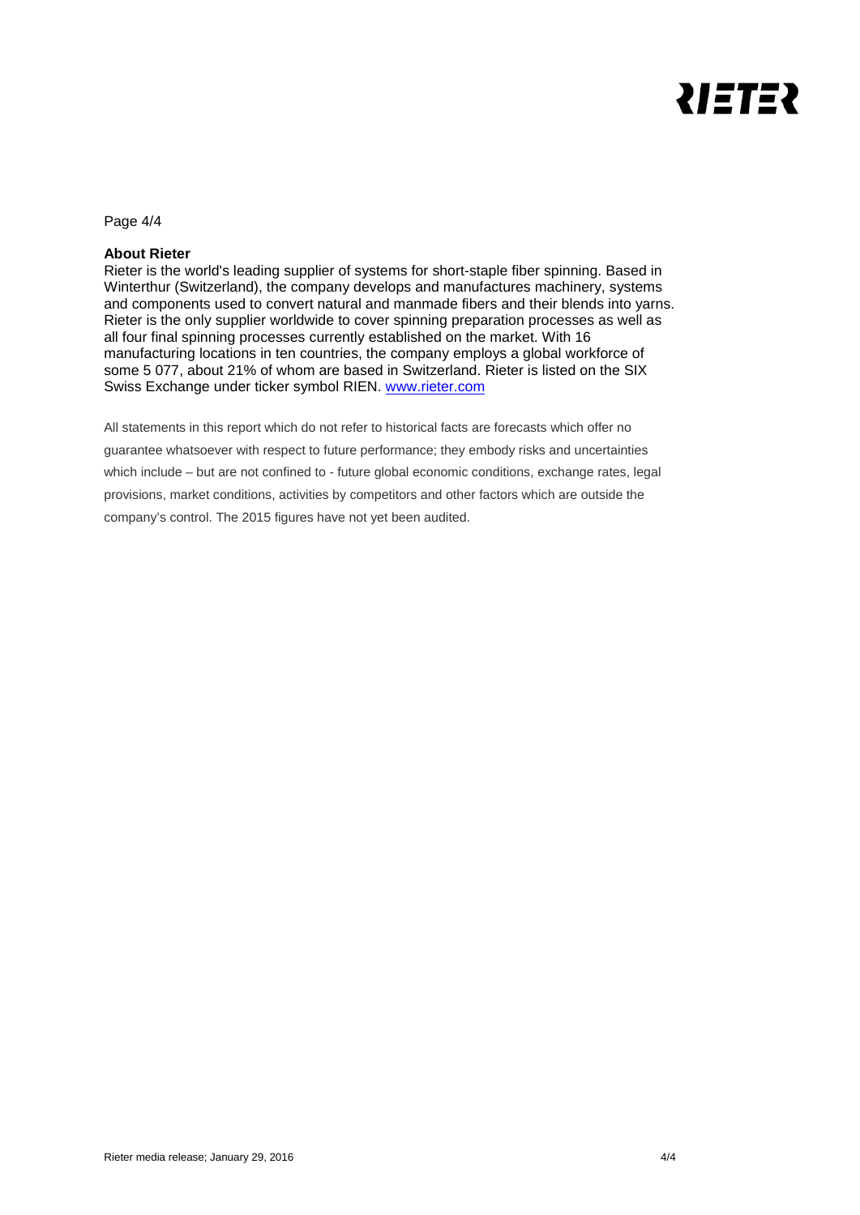Page 4/4

**About Rieter**

Rieter is the world's leading supplier of systems for short-staple fiber spinning. Based in Winterthur (Switzerland), the company develops and manufactures machinery, systems and components used to convert natural and manmade fibers and their blends into yarns. Rieter is the only supplier worldwide to cover spinning preparation processes as well as all four final spinning processes currently established on the market. With 16 manufacturing locations in ten countries, the company employs a global workforce of some 5 077, about 21% of whom are based in Switzerland. Rieter is listed on the SIX Swiss Exchange under ticker symbol RIEN. www.rieter.com

All statements in this report which do not refer to historical facts are forecasts which offer no guarantee whatsoever with respect to future performance; they embody risks and uncertainties which include – but are not confined to - future global economic conditions, exchange rates, legal provisions, market conditions, activities by competitors and other factors which are outside the company's control. The 2015 figures have not yet been audited.